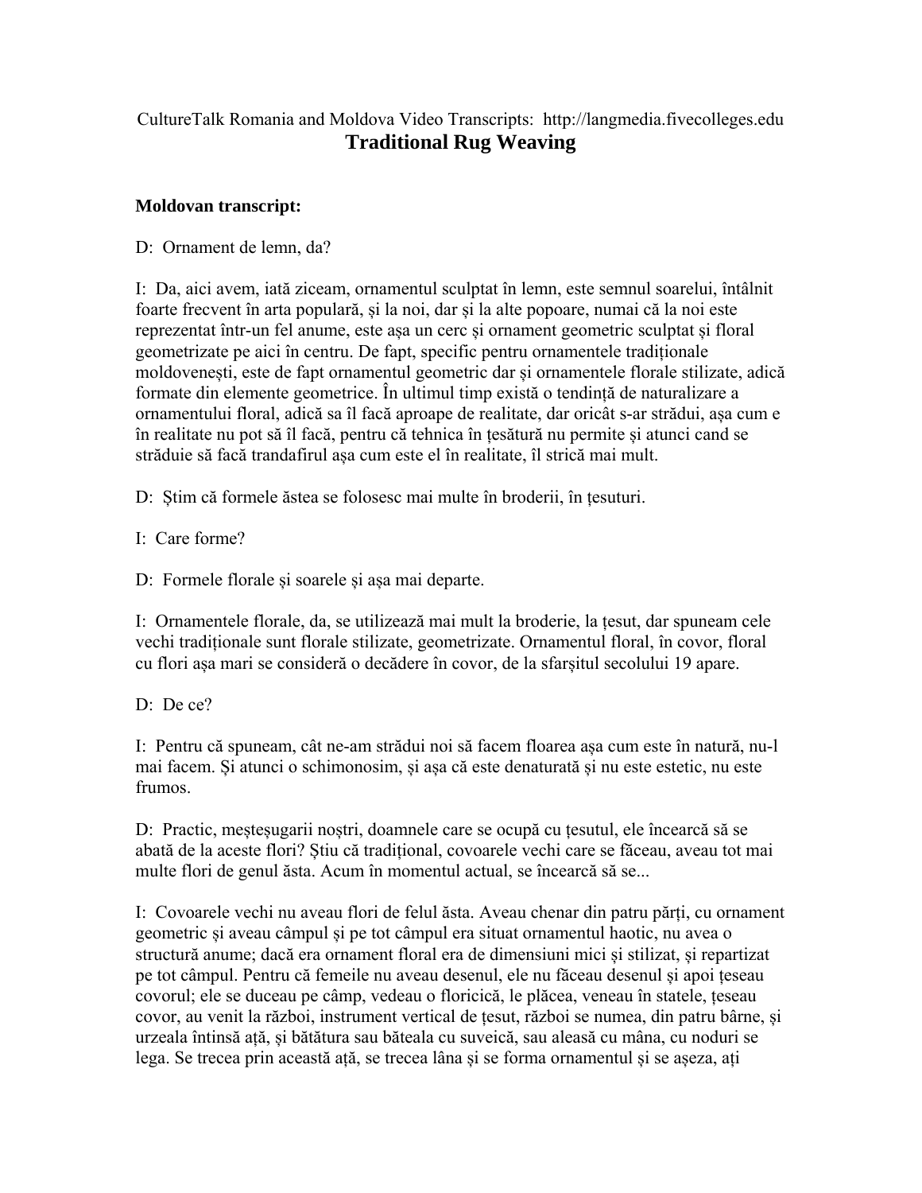CultureTalk Romania and Moldova Video Transcripts: http://langmedia.fivecolleges.edu

# Traditional Rug Weaving

**Moldovan transcript:**

D: Ornament de lemn, da?

I: Da, aici avem, iată ziceam, ornamentul sculptat în lemn, este semnul soarelui, întâlnit foarte frecvent în arta populară, și la noi, dar și la alte popoare, numai că la noi este reprezentat într-un fel anume, este așa un cerc și ornament geometric sculptat și floral geometrizate pe aici în centru. De fapt, specific pentru ornamentele tradiționale moldovenești, este de fapt ornamentul geometric dar și ornamentele florale stilizate, adică formate din elemente geometrice. În ultimul timp există o tendință de naturalizare a ornamentului floral, adică sa îl facă aproape de realitate, dar oricât s-ar strădui, așa cum e în realitate nu pot să îl facă, pentru că tehnica în țesătură nu permite și atunci cand se străduie să facă trandafirul așa cum este el în realitate, îl strică mai mult.

D: Știm că formele ăstea se folosesc mai multe în broderii, în țesuturi.

I: Care forme?

D: Formele florale și soarele și așa mai departe.

I: Ornamentele florale, da, se utilizează mai mult la broderie, la țesut, dar spuneam cele vechi tradiționale sunt florale stilizate, geometrizate. Ornamentul floral, în covor, floral cu flori așa mari se consideră o decădere în covor, de la sfarșitul secolului 19 apare.

D: De ce?

I: Pentru că spuneam, cât ne-am strădui noi să facem floarea așa cum este în natură, nu-l mai facem. Și atunci o schimonosim, și așa că este denaturată și nu este estetic, nu este frumos.

D: Practic, meşteşugarii noștri, doamnele care se ocupă cu țesutul, ele încearcă să se abată de la aceste flori? Știu că tradițional, covoarele vechi care se făceau, aveau tot mai multe flori de genul ăsta. Acum în momentul actual, se încearcă să se...

I: Covoarele vechi nu aveau flori de felul ăsta. Aveau chenar din patru părți, cu ornament geometric și aveau câmpul și pe tot câmpul era situat ornamentul haotic, nu avea o structură anume; dacă era ornament floral era de dimensiuni mici și stilizat, și repartizat pe tot câmpul. Pentru că femeile nu aveau desenul, ele nu făceau desenul și apoi țeseau covorul; ele se duceau pe câmp, vedeau o floricică, le plăcea, veneau în statele, țeseau covor, au venit la război, instrument vertical de țesut, război se numea, din patru bârne, și urzeala întinsă ață, și bătătura sau băteala cu suveică, sau aleasă cu mâna, cu noduri se lega. Se trecea prin această ață, se trecea lâna și se forma ornamentul și se așeza, ați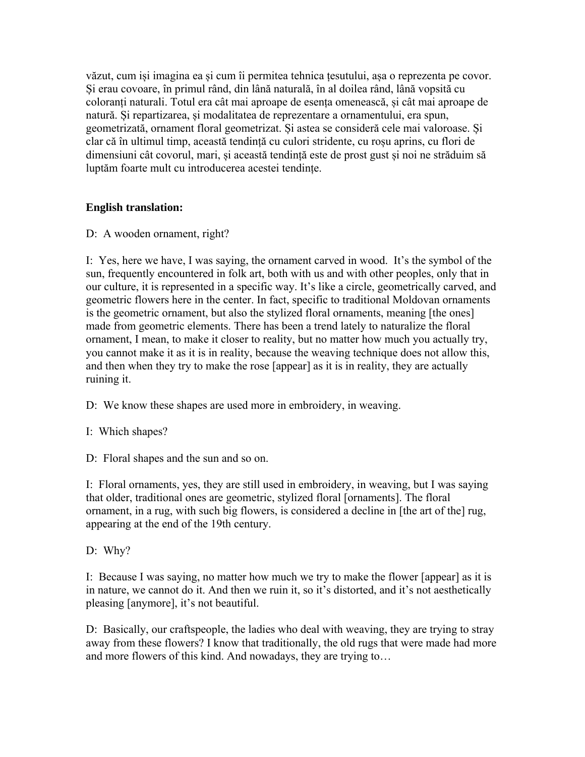văzut, cum își imagina ea și cum îi permitea tehnica țesutului, așa o reprezenta pe covor. Și erau covoare, în primul rând, din lână naturală, în al doilea rând, lână vopsită cu coloranți naturali. Totul era cât mai aproape de esența omenească, și cât mai aproape de natură. Și repartizarea, și modalitatea de reprezentare a ornamentului, era spun, geometrizată, ornament floral geometrizat. Și astea se consideră cele mai valoroase. Și clar că în ultimul timp, această tendință cu culori stridente, cu roșu aprins, cu flori de dimensiuni cât covorul, mari, și această tendință este de prost gust și noi ne străduim să luptăm foarte mult cu introducerea acestei tendințe.

**English translation:**

D: A wooden ornament, right?

I: Yes, here we have, I was saying, the ornament carved in wood. It's the symbol of the sun, frequently encountered in folk art, both with us and with other peoples, only that in our culture, it is represented in a specific way. It's like a circle, geometrically carved, and geometric flowers here in the center. In fact, specific to traditional Moldovan ornaments is the geometric ornament, but also the stylized floral ornaments, meaning [the ones] made from geometric elements. There has been a trend lately to naturalize the floral ornament, I mean, to make it closer to reality, but no matter how much you actually try, you cannot make it as it is in reality, because the weaving technique does not allow this, and then when they try to make the rose [appear] as it is in reality, they are actually ruining it.

D: We know these shapes are used more in embroidery, in weaving.

I: Which shapes?

D: Floral shapes and the sun and so on.

I: Floral ornaments, yes, they are still used in embroidery, in weaving, but I was saying that older, traditional ones are geometric, stylized floral [ornaments]. The floral ornament, in a rug, with such big flowers, is considered a decline in [the art of the] rug, appearing at the end of the 19th century.

D: Why?

I: Because I was saying, no matter how much we try to make the flower [appear] as it is in nature, we cannot do it. And then we ruin it, so it's distorted, and it's not aesthetically pleasing [anymore], it's not beautiful.

D: Basically, our craftspeople, the ladies who deal with weaving, they are trying to stray away from these flowers? I know that traditionally, the old rugs that were made had more and more flowers of this kind. And nowadays, they are trying to…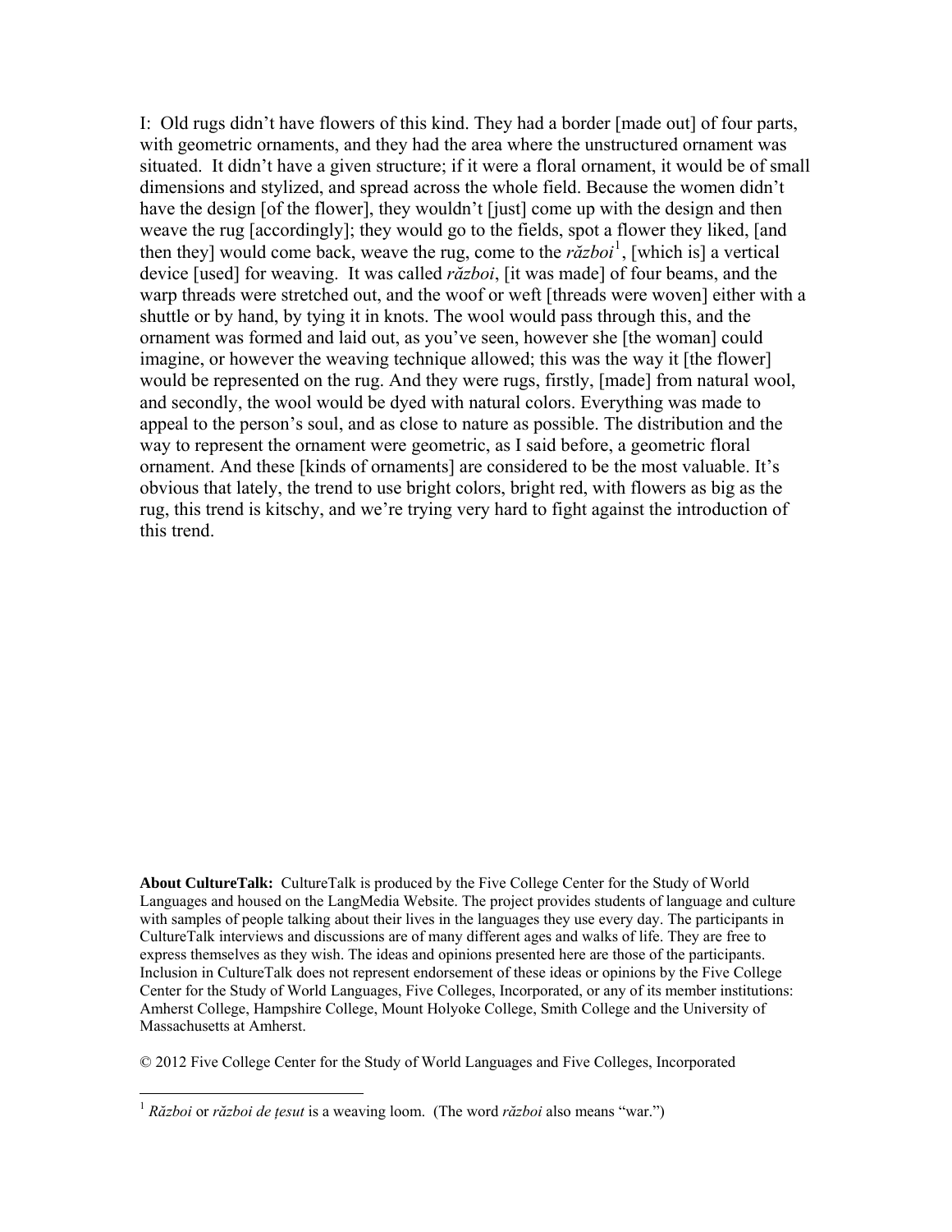I: Old rugs didn't have flowers of this kind. They had a border [made out] of four parts, with geometric ornaments, and they had the area where the unstructured ornament was situated. It didn't have a given structure; if it were a floral ornament, it would be of small dimensions and stylized, and spread across the whole field. Because the women didn't have the design [of the flower], they wouldn't [just] come up with the design and then weave the rug [accordingly]; they would go to the fields, spot a flower they liked, [and then they] would come back, weave the rug, come to the *război*[1], [which is] a vertical device [used] for weaving. It was called *război*, [it was made] of four beams, and the warp threads were stretched out, and the woof or weft [threads were woven] either with a shuttle or by hand, by tying it in knots. The wool would pass through this, and the ornament was formed and laid out, as you've seen, however she [the woman] could imagine, or however the weaving technique allowed; this was the way it [the flower] would be represented on the rug. And they were rugs, firstly, [made] from natural wool, and secondly, the wool would be dyed with natural colors. Everything was made to appeal to the person's soul, and as close to nature as possible. The distribution and the way to represent the ornament were geometric, as I said before, a geometric floral ornament. And these [kinds of ornaments] are considered to be the most valuable. It's obvious that lately, the trend to use bright colors, bright red, with flowers as big as the rug, this trend is kitschy, and we're trying very hard to fight against the introduction of this trend.

**About CultureTalk:** CultureTalk is produced by the Five College Center for the Study of World Languages and housed on the LangMedia Website. The project provides students of language and culture with samples of people talking about their lives in the languages they use every day. The participants in CultureTalk interviews and discussions are of many different ages and walks of life. They are free to express themselves as they wish. The ideas and opinions presented here are those of the participants. Inclusion in CultureTalk does not represent endorsement of these ideas or opinions by the Five College Center for the Study of World Languages, Five Colleges, Incorporated, or any of its member institutions: Amherst College, Hampshire College, Mount Holyoke College, Smith College and the University of Massachusetts at Amherst.

© 2012 Five College Center for the Study of World Languages and Five Colleges, Incorporated

[1] *Război* or *război de țesut* is a weaving loom. (The word *război* also means "war.")